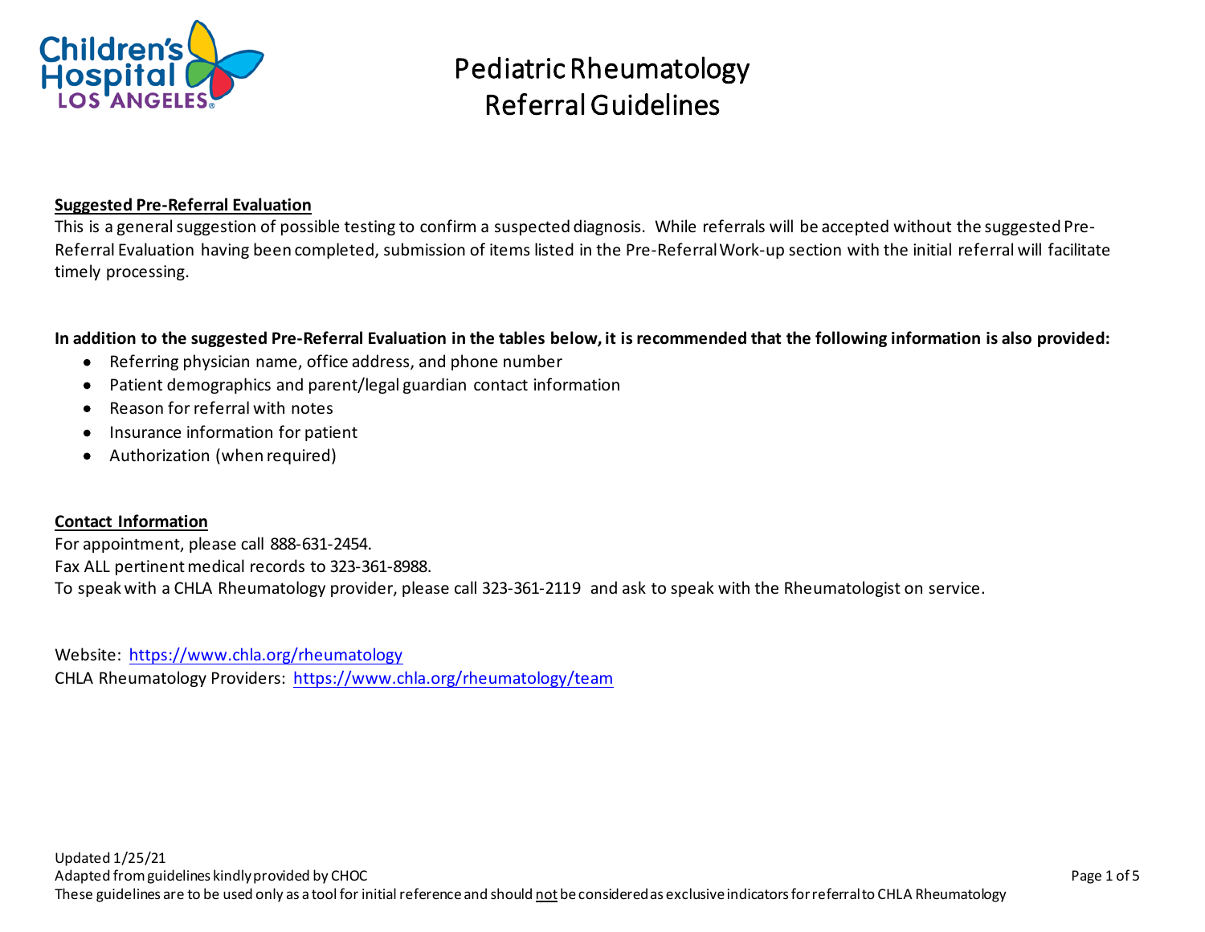# Pediatric Rheumatology Referral Guidelines

**Suggested Pre-Referral Evaluation**

This is a general suggestion of possible testing to confirm a suspected diagnosis. While referrals will be accepted without the suggested Pre-Referral Evaluation having been completed, submission of items listed in the Pre-Referral Work-up section with the initial referral will facilitate timely processing.

**In addition to the suggested Pre-Referral Evaluation in the tables below, it is recommended that the following information is also provided:**

- Referring physician name, office address, and phone number
- Patient demographics and parent/legal guardian contact information
- Reason for referral with notes
- Insurance information for patient
- Authorization (when required)

**Contact Information**

For appointment, please call 888-631-2454.
Fax ALL pertinent medical records to 323-361-8988.
To speak with a CHLA Rheumatology provider, please call 323-361-2119 and ask to speak with the Rheumatologist on service.

Website: https://www.chla.org/rheumatology
CHLA Rheumatology Providers: https://www.chla.org/rheumatology/team

Updated 1/25/21
Adapted from guidelines kindly provided by CHOC
These guidelines are to be used only as a tool for initial reference and should not be considered as exclusive indicators for referral to CHLA Rheumatology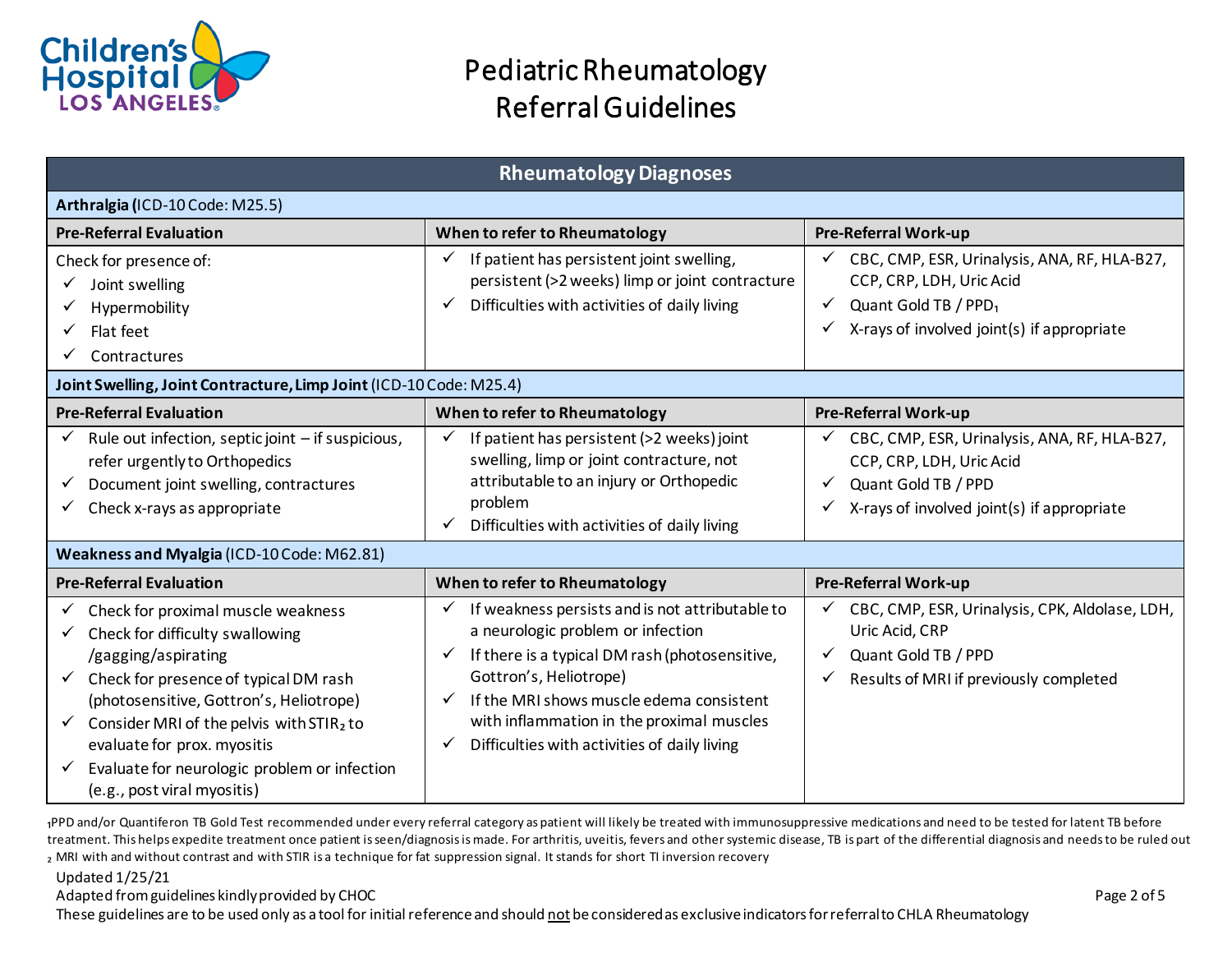# Pediatric Rheumatology Referral Guidelines

| Rheumatology Diagnoses | | |
|---|---|---|
| **Arthralgia (**ICD-10 Code: M25.5) | | |
| **Pre-Referral Evaluation** | **When to refer to Rheumatology** | **Pre-Referral Work-up** |
| Check for presence of:<br>✓ Joint swelling<br>✓ Hypermobility<br>✓ Flat feet<br>✓ Contractures | ✓ If patient has persistent joint swelling, persistent (>2 weeks) limp or joint contracture<br>✓ Difficulties with activities of daily living | ✓ CBC, CMP, ESR, Urinalysis, ANA, RF, HLA-B27, CCP, CRP, LDH, Uric Acid<br>✓ Quant Gold TB / PPD[1]<br>✓ X-rays of involved joint(s) if appropriate |
| **Joint Swelling, Joint Contracture, Limp Joint** (ICD-10 Code: M25.4) | | |
| **Pre-Referral Evaluation** | **When to refer to Rheumatology** | **Pre-Referral Work-up** |
| ✓ Rule out infection, septic joint – if suspicious, refer urgently to Orthopedics<br>✓ Document joint swelling, contractures<br>✓ Check x-rays as appropriate | ✓ If patient has persistent (>2 weeks) joint swelling, limp or joint contracture, not attributable to an injury or Orthopedic problem<br>✓ Difficulties with activities of daily living | ✓ CBC, CMP, ESR, Urinalysis, ANA, RF, HLA-B27, CCP, CRP, LDH, Uric Acid<br>✓ Quant Gold TB / PPD<br>✓ X-rays of involved joint(s) if appropriate |
| **Weakness and Myalgia** (ICD-10 Code: M62.81) | | |
| **Pre-Referral Evaluation** | **When to refer to Rheumatology** | **Pre-Referral Work-up** |
| ✓ Check for proximal muscle weakness<br>✓ Check for difficulty swallowing /gagging/aspirating<br>✓ Check for presence of typical DM rash (photosensitive, Gottron's, Heliotrope)<br>✓ Consider MRI of the pelvis with STIR[2] to evaluate for prox. myositis<br>✓ Evaluate for neurologic problem or infection (e.g., post viral myositis) | ✓ If weakness persists and is not attributable to a neurologic problem or infection<br>✓ If there is a typical DM rash (photosensitive, Gottron's, Heliotrope)<br>✓ If the MRI shows muscle edema consistent with inflammation in the proximal muscles<br>✓ Difficulties with activities of daily living | ✓ CBC, CMP, ESR, Urinalysis, CPK, Aldolase, LDH, Uric Acid, CRP<br>✓ Quant Gold TB / PPD<br>✓ Results of MRI if previously completed |

[1] PPD and/or Quantiferon TB Gold Test recommended under every referral category as patient will likely be treated with immunosuppressive medications and need to be tested for latent TB before treatment. This helps expedite treatment once patient is seen/diagnosis is made. For arthritis, uveitis, fevers and other systemic disease, TB is part of the differential diagnosis and needs to be ruled out

[2] MRI with and without contrast and with STIR is a technique for fat suppression signal. It stands for short TI inversion recovery

Updated 1/25/21

Adapted from guidelines kindly provided by CHOC

These guidelines are to be used only as a tool for initial reference and should not be considered as exclusive indicators for referral to CHLA Rheumatology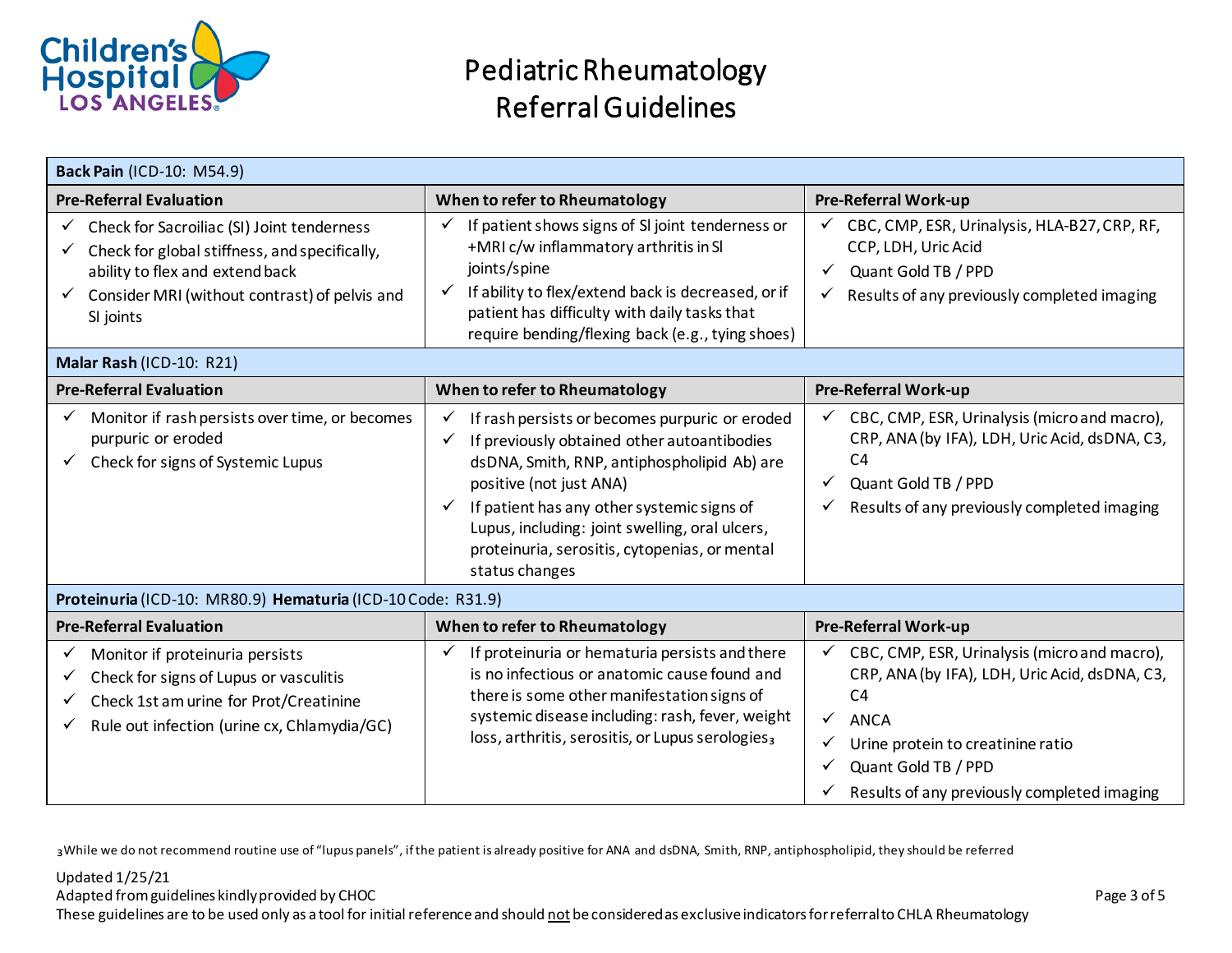# Pediatric Rheumatology Referral Guidelines

| **Back Pain** (ICD-10: M54.9) | | |
|---|---|---|
| **Pre-Referral Evaluation** | **When to refer to Rheumatology** | **Pre-Referral Work-up** |
| ✓ Check for Sacroiliac (SI) Joint tenderness<br>✓ Check for global stiffness, and specifically, ability to flex and extend back<br>✓ Consider MRI (without contrast) of pelvis and SI joints | ✓ If patient shows signs of SI joint tenderness or +MRI c/w inflammatory arthritis in SI joints/spine<br>✓ If ability to flex/extend back is decreased, or if patient has difficulty with daily tasks that require bending/flexing back (e.g., tying shoes) | ✓ CBC, CMP, ESR, Urinalysis, HLA-B27, CRP, RF, CCP, LDH, Uric Acid<br>✓ Quant Gold TB / PPD<br>✓ Results of any previously completed imaging |

| **Malar Rash** (ICD-10: R21) | | |
|---|---|---|
| **Pre-Referral Evaluation** | **When to refer to Rheumatology** | **Pre-Referral Work-up** |
| ✓ Monitor if rash persists over time, or becomes purpuric or eroded<br>✓ Check for signs of Systemic Lupus | ✓ If rash persists or becomes purpuric or eroded<br>✓ If previously obtained other autoantibodies dsDNA, Smith, RNP, antiphospholipid Ab) are positive (not just ANA)<br>✓ If patient has any other systemic signs of Lupus, including: joint swelling, oral ulcers, proteinuria, serositis, cytopenias, or mental status changes | ✓ CBC, CMP, ESR, Urinalysis (micro and macro), CRP, ANA (by IFA), LDH, Uric Acid, dsDNA, C3, C4<br>✓ Quant Gold TB / PPD<br>✓ Results of any previously completed imaging |

| **Proteinuria** (ICD-10: MR80.9) **Hematuria** (ICD-10 Code: R31.9) | | |
|---|---|---|
| **Pre-Referral Evaluation** | **When to refer to Rheumatology** | **Pre-Referral Work-up** |
| ✓ Monitor if proteinuria persists<br>✓ Check for signs of Lupus or vasculitis<br>✓ Check 1st am urine for Prot/Creatinine<br>✓ Rule out infection (urine cx, Chlamydia/GC) | ✓ If proteinuria or hematuria persists and there is no infectious or anatomic cause found and there is some other manifestation signs of systemic disease including: rash, fever, weight loss, arthritis, serositis, or Lupus serologies[3] | ✓ CBC, CMP, ESR, Urinalysis (micro and macro), CRP, ANA (by IFA), LDH, Uric Acid, dsDNA, C3, C4<br>✓ ANCA<br>✓ Urine protein to creatinine ratio<br>✓ Quant Gold TB / PPD<br>✓ Results of any previously completed imaging |

[3] While we do not recommend routine use of "lupus panels", if the patient is already positive for ANA and dsDNA, Smith, RNP, antiphospholipid, they should be referred

Updated 1/25/21
Adapted from guidelines kindly provided by CHOC
These guidelines are to be used only as a tool for initial reference and should not be considered as exclusive indicators for referral to CHLA Rheumatology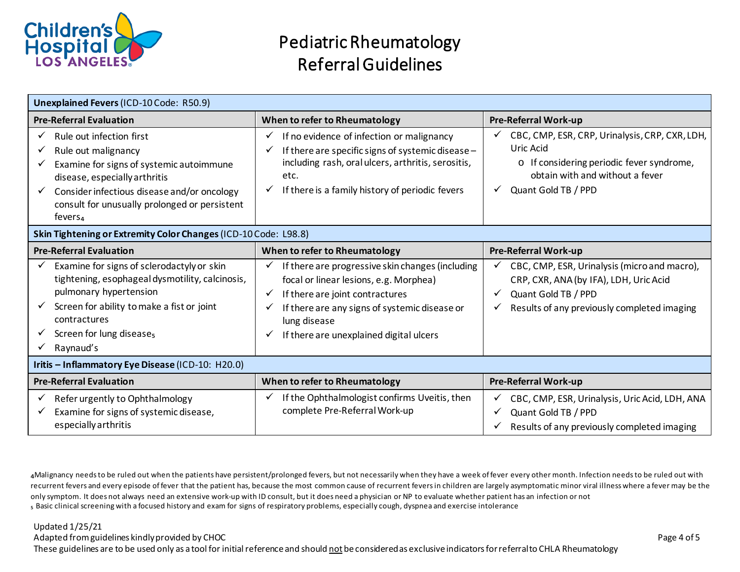# Pediatric Rheumatology Referral Guidelines

| **Unexplained Fevers** (ICD-10 Code: R50.9) | | |
|---|---|---|
| **Pre-Referral Evaluation** | **When to refer to Rheumatology** | **Pre-Referral Work-up** |
| ✓ Rule out infection first<br>✓ Rule out malignancy<br>✓ Examine for signs of systemic autoimmune disease, especially arthritis<br>✓ Consider infectious disease and/or oncology consult for unusually prolonged or persistent fevers[4] | ✓ If no evidence of infection or malignancy<br>✓ If there are specific signs of systemic disease – including rash, oral ulcers, arthritis, serositis, etc.<br>✓ If there is a family history of periodic fevers | ✓ CBC, CMP, ESR, CRP, Urinalysis, CRP, CXR, LDH, Uric Acid<br>o If considering periodic fever syndrome, obtain with and without a fever<br>✓ Quant Gold TB / PPD |

| **Skin Tightening or Extremity Color Changes** (ICD-10 Code: L98.8) | | |
|---|---|---|
| **Pre-Referral Evaluation** | **When to refer to Rheumatology** | **Pre-Referral Work-up** |
| ✓ Examine for signs of sclerodactyly or skin tightening, esophageal dysmotility, calcinosis, pulmonary hypertension<br>✓ Screen for ability to make a fist or joint contractures<br>✓ Screen for lung disease[5]<br>✓ Raynaud's | ✓ If there are progressive skin changes (including focal or linear lesions, e.g. Morphea)<br>✓ If there are joint contractures<br>✓ If there are any signs of systemic disease or lung disease<br>✓ If there are unexplained digital ulcers | ✓ CBC, CMP, ESR, Urinalysis (micro and macro), CRP, CXR, ANA (by IFA), LDH, Uric Acid<br>✓ Quant Gold TB / PPD<br>✓ Results of any previously completed imaging |

| **Iritis – Inflammatory Eye Disease** (ICD-10: H20.0) | | |
|---|---|---|
| **Pre-Referral Evaluation** | **When to refer to Rheumatology** | **Pre-Referral Work-up** |
| ✓ Refer urgently to Ophthalmology<br>✓ Examine for signs of systemic disease, especially arthritis | ✓ If the Ophthalmologist confirms Uveitis, then complete Pre-Referral Work-up | ✓ CBC, CMP, ESR, Urinalysis, Uric Acid, LDH, ANA<br>✓ Quant Gold TB / PPD<br>✓ Results of any previously completed imaging |

[4]Malignancy needs to be ruled out when the patients have persistent/prolonged fevers, but not necessarily when they have a week of fever every other month. Infection needs to be ruled out with recurrent fevers and every episode of fever that the patient has, because the most common cause of recurrent fevers in children are largely asymptomatic minor viral illness where a fever may be the only symptom. It does not always need an extensive work-up with ID consult, but it does need a physician or NP to evaluate whether patient has an infection or not

[5] Basic clinical screening with a focused history and exam for signs of respiratory problems, especially cough, dyspnea and exercise intolerance

Updated 1/25/21
Adapted from guidelines kindly provided by CHOC
These guidelines are to be used only as a tool for initial reference and should not be considered as exclusive indicators for referral to CHLA Rheumatology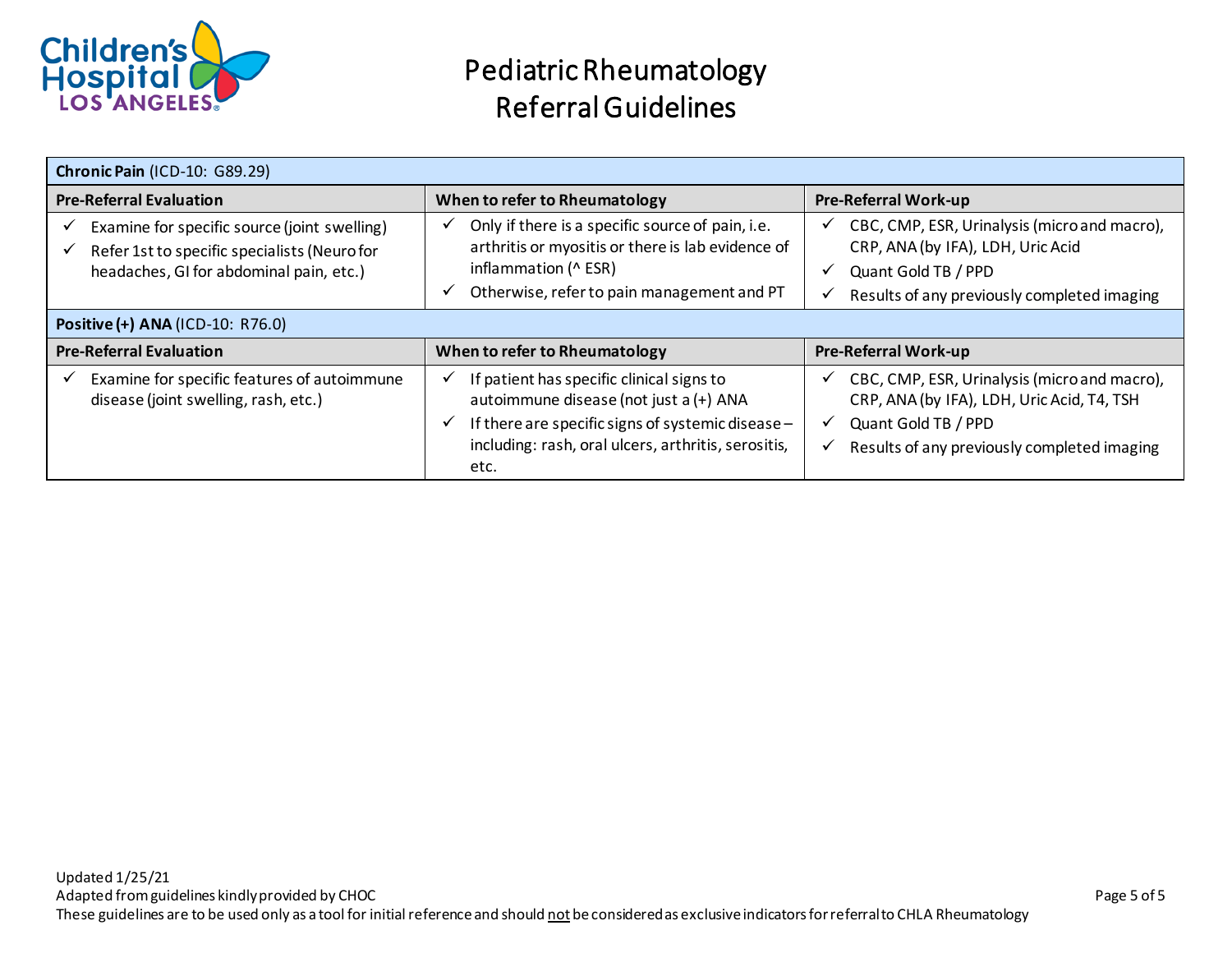# Pediatric Rheumatology Referral Guidelines

| **Chronic Pain** (ICD-10: G89.29) | | |
|---|---|---|
| **Pre-Referral Evaluation** | **When to refer to Rheumatology** | **Pre-Referral Work-up** |
| ✓ Examine for specific source (joint swelling)<br>✓ Refer 1st to specific specialists (Neuro for headaches, GI for abdominal pain, etc.) | ✓ Only if there is a specific source of pain, i.e. arthritis or myositis or there is lab evidence of inflammation (^ ESR)<br>✓ Otherwise, refer to pain management and PT | ✓ CBC, CMP, ESR, Urinalysis (micro and macro), CRP, ANA (by IFA), LDH, Uric Acid<br>✓ Quant Gold TB / PPD<br>✓ Results of any previously completed imaging |
| **Positive (+) ANA** (ICD-10: R76.0) | | |
| **Pre-Referral Evaluation** | **When to refer to Rheumatology** | **Pre-Referral Work-up** |
| ✓ Examine for specific features of autoimmune disease (joint swelling, rash, etc.) | ✓ If patient has specific clinical signs to autoimmune disease (not just a (+) ANA<br>✓ If there are specific signs of systemic disease – including: rash, oral ulcers, arthritis, serositis, etc. | ✓ CBC, CMP, ESR, Urinalysis (micro and macro), CRP, ANA (by IFA), LDH, Uric Acid, T4, TSH<br>✓ Quant Gold TB / PPD<br>✓ Results of any previously completed imaging |

Updated 1/25/21
Adapted from guidelines kindly provided by CHOC
These guidelines are to be used only as a tool for initial reference and should not be considered as exclusive indicators for referral to CHLA Rheumatology